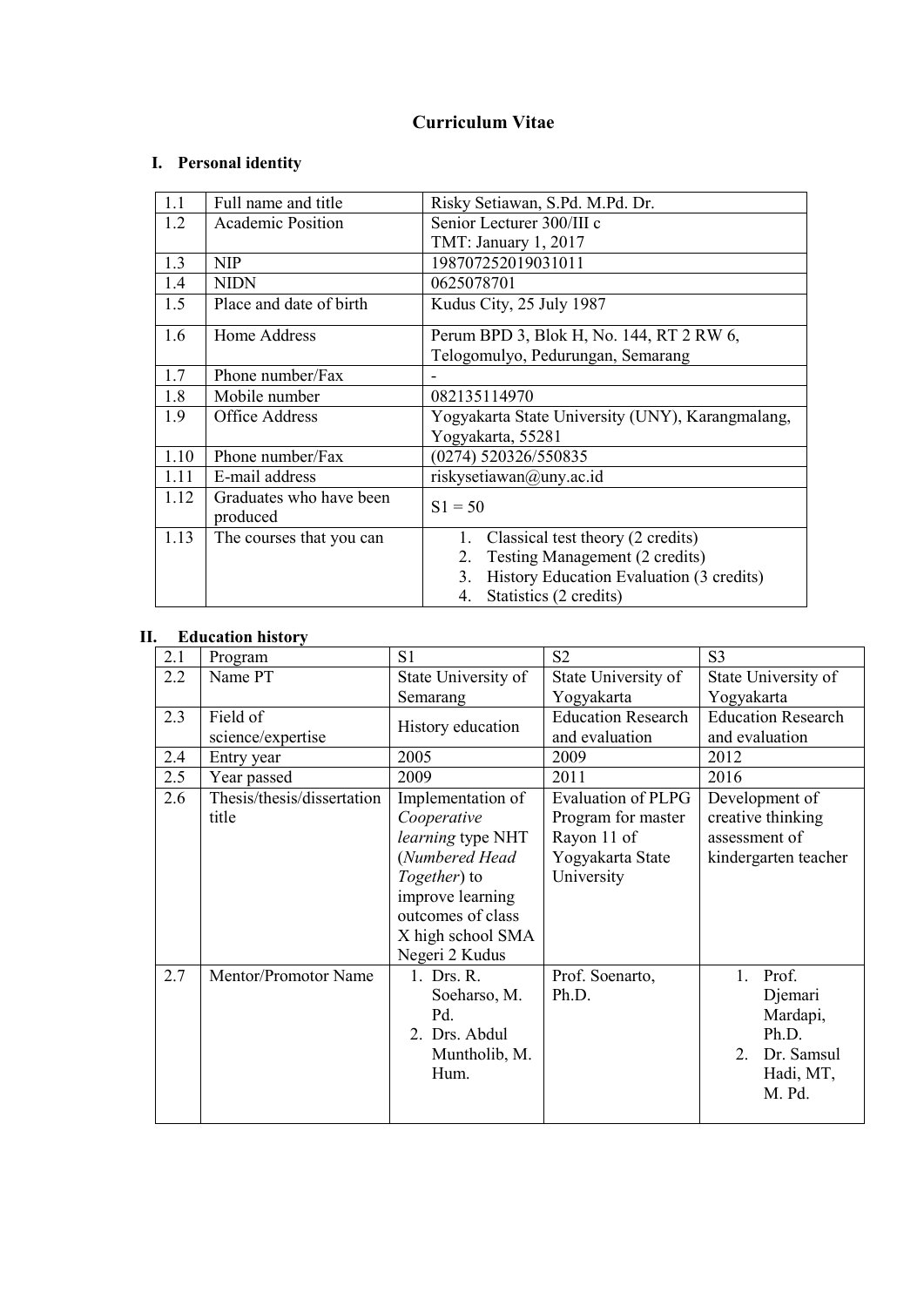# Curriculum Vitae

## I. Personal identity

| | | |
|---|---|---|
| 1.1 | Full name and title | Risky Setiawan, S.Pd. M.Pd. Dr. |
| 1.2 | Academic Position | Senior Lecturer 300/III c<br>TMT: January 1, 2017 |
| 1.3 | NIP | 198707252019031011 |
| 1.4 | NIDN | 0625078701 |
| 1.5 | Place and date of birth | Kudus City, 25 July 1987 |
| 1.6 | Home Address | Perum BPD 3, Blok H, No. 144, RT 2 RW 6, Telogomulyo, Pedurungan, Semarang |
| 1.7 | Phone number/Fax | - |
| 1.8 | Mobile number | 082135114970 |
| 1.9 | Office Address | Yogyakarta State University (UNY), Karangmalang, Yogyakarta, 55281 |
| 1.10 | Phone number/Fax | (0274) 520326/550835 |
| 1.11 | E-mail address | riskysetiawan@uny.ac.id |
| 1.12 | Graduates who have been produced | S1 = 50 |
| 1.13 | The courses that you can | 1. Classical test theory (2 credits)<br>2. Testing Management (2 credits)<br>3. History Education Evaluation (3 credits)<br>4. Statistics (2 credits) |

## II. Education history

| | | | | |
|---|---|---|---|---|
| 2.1 | Program | S1 | S2 | S3 |
| 2.2 | Name PT | State University of Semarang | State University of Yogyakarta | State University of Yogyakarta |
| 2.3 | Field of science/expertise | History education | Education Research and evaluation | Education Research and evaluation |
| 2.4 | Entry year | 2005 | 2009 | 2012 |
| 2.5 | Year passed | 2009 | 2011 | 2016 |
| 2.6 | Thesis/thesis/dissertation title | Implementation of *Cooperative learning* type NHT (*Numbered Head Together*) to improve learning outcomes of class X high school SMA Negeri 2 Kudus | Evaluation of PLPG Program for master Rayon 11 of Yogyakarta State University | Development of creative thinking assessment of kindergarten teacher |
| 2.7 | Mentor/Promotor Name | 1. Drs. R. Soeharso, M. Pd.<br>2. Drs. Abdul Muntholib, M. Hum. | Prof. Soenarto, Ph.D. | 1. Prof. Djemari Mardapi, Ph.D.<br>2. Dr. Samsul Hadi, MT, M. Pd. |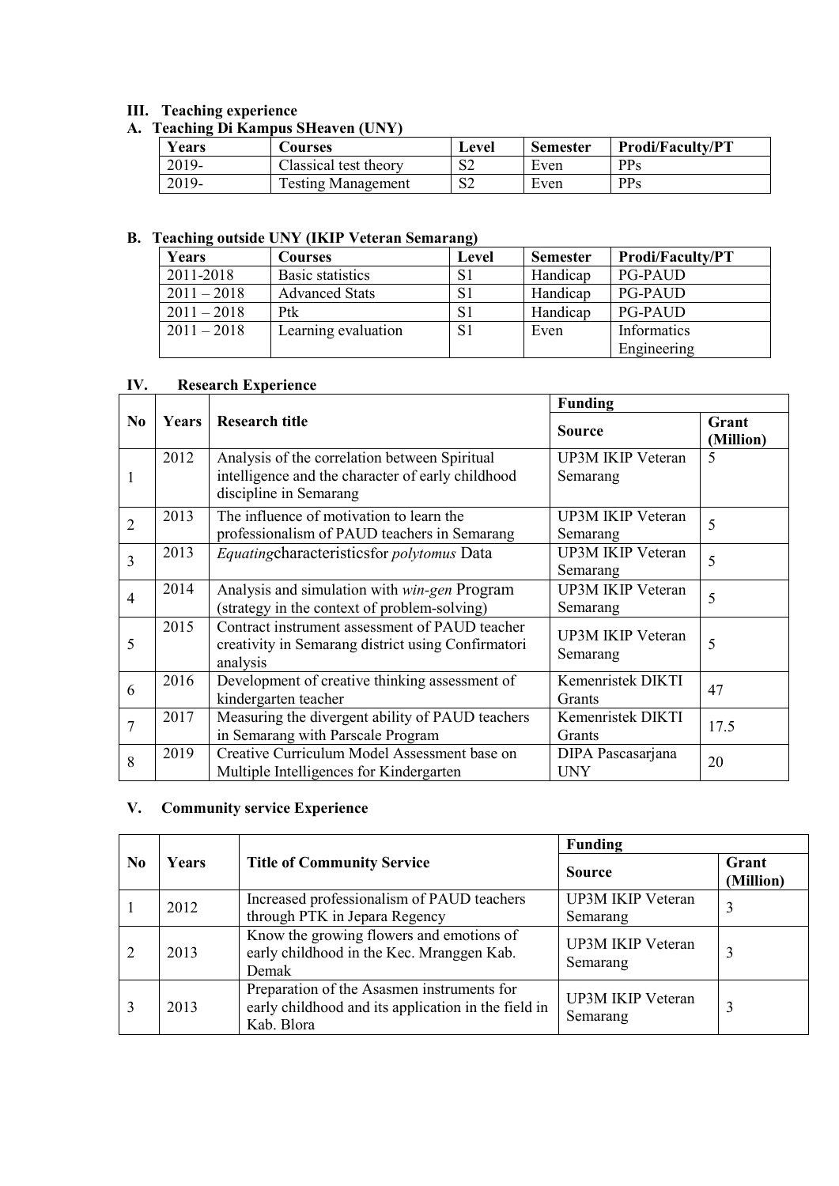## III. Teaching experience

### A. Teaching Di Kampus SHeaven (UNY)

| Years | Courses | Level | Semester | Prodi/Faculty/PT |
|---|---|---|---|---|
| 2019- | Classical test theory | S2 | Even | PPs |
| 2019- | Testing Management | S2 | Even | PPs |

### B. Teaching outside UNY (IKIP Veteran Semarang)

| Years | Courses | Level | Semester | Prodi/Faculty/PT |
|---|---|---|---|---|
| 2011-2018 | Basic statistics | S1 | Handicap | PG-PAUD |
| 2011 – 2018 | Advanced Stats | S1 | Handicap | PG-PAUD |
| 2011 – 2018 | Ptk | S1 | Handicap | PG-PAUD |
| 2011 – 2018 | Learning evaluation | S1 | Even | Informatics Engineering |

## IV. Research Experience

| No | Years | Research title | Funding | |
|---|---|---|---|---|
| | | | Source | Grant (Million) |
| 1 | 2012 | Analysis of the correlation between Spiritual intelligence and the character of early childhood discipline in Semarang | UP3M IKIP Veteran Semarang | 5 |
| 2 | 2013 | The influence of motivation to learn the professionalism of PAUD teachers in Semarang | UP3M IKIP Veteran Semarang | 5 |
| 3 | 2013 | *Equating*characteristicsfor *polytomus* Data | UP3M IKIP Veteran Semarang | 5 |
| 4 | 2014 | Analysis and simulation with *win-gen* Program (strategy in the context of problem-solving) | UP3M IKIP Veteran Semarang | 5 |
| 5 | 2015 | Contract instrument assessment of PAUD teacher creativity in Semarang district using Confirmatori analysis | UP3M IKIP Veteran Semarang | 5 |
| 6 | 2016 | Development of creative thinking assessment of kindergarten teacher | Kemenristek DIKTI Grants | 47 |
| 7 | 2017 | Measuring the divergent ability of PAUD teachers in Semarang with Parscale Program | Kemenristek DIKTI Grants | 17.5 |
| 8 | 2019 | Creative Curriculum Model Assessment base on Multiple Intelligences for Kindergarten | DIPA Pascasarjana UNY | 20 |

## V. Community service Experience

| No | Years | Title of Community Service | Funding | |
|---|---|---|---|---|
| | | | Source | Grant (Million) |
| 1 | 2012 | Increased professionalism of PAUD teachers through PTK in Jepara Regency | UP3M IKIP Veteran Semarang | 3 |
| 2 | 2013 | Know the growing flowers and emotions of early childhood in the Kec. Mranggen Kab. Demak | UP3M IKIP Veteran Semarang | 3 |
| 3 | 2013 | Preparation of the Asasmen instruments for early childhood and its application in the field in Kab. Blora | UP3M IKIP Veteran Semarang | 3 |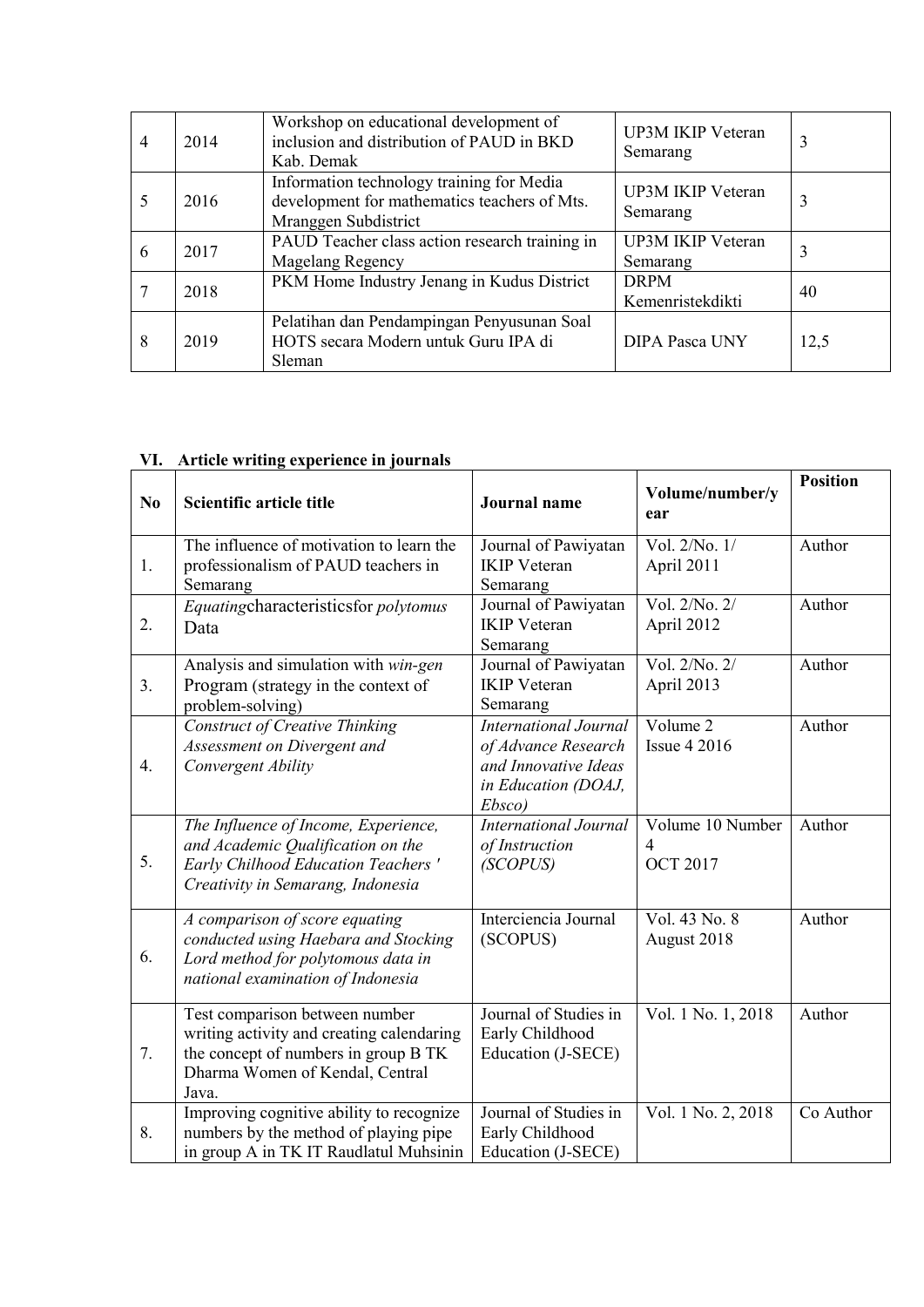| | | | | |
|---|---|---|---|---|
| 4 | 2014 | Workshop on educational development of inclusion and distribution of PAUD in BKD Kab. Demak | UP3M IKIP Veteran Semarang | 3 |
| 5 | 2016 | Information technology training for Media development for mathematics teachers of Mts. Mranggen Subdistrict | UP3M IKIP Veteran Semarang | 3 |
| 6 | 2017 | PAUD Teacher class action research training in Magelang Regency | UP3M IKIP Veteran Semarang | 3 |
| 7 | 2018 | PKM Home Industry Jenang in Kudus District | DRPM Kemenristekdikti | 40 |
| 8 | 2019 | Pelatihan dan Pendampingan Penyusunan Soal HOTS secara Modern untuk Guru IPA di Sleman | DIPA Pasca UNY | 12,5 |

## VI. Article writing experience in journals

| No | Scientific article title | Journal name | Volume/number/year | Position |
|---|---|---|---|---|
| 1. | The influence of motivation to learn the professionalism of PAUD teachers in Semarang | Journal of Pawiyatan IKIP Veteran Semarang | Vol. 2/No. 1/ April 2011 | Author |
| 2. | *Equating*characteristicsfor *polytomus* Data | Journal of Pawiyatan IKIP Veteran Semarang | Vol. 2/No. 2/ April 2012 | Author |
| 3. | Analysis and simulation with *win-gen* Program (strategy in the context of problem-solving) | Journal of Pawiyatan IKIP Veteran Semarang | Vol. 2/No. 2/ April 2013 | Author |
| 4. | *Construct of Creative Thinking Assessment on Divergent and Convergent Ability* | *International Journal of Advance Research and Innovative Ideas in Education (DOAJ, Ebsco)* | Volume 2 Issue 4 2016 | Author |
| 5. | *The Influence of Income, Experience, and Academic Qualification on the Early Chilhood Education Teachers ' Creativity in Semarang, Indonesia* | *International Journal of Instruction (SCOPUS)* | Volume 10 Number 4 OCT 2017 | Author |
| 6. | *A comparison of score equating conducted using Haebara and Stocking Lord method for polytomous data in national examination of Indonesia* | Interciencia Journal (SCOPUS) | Vol. 43 No. 8 August 2018 | Author |
| 7. | Test comparison between number writing activity and creating calendaring the concept of numbers in group B TK Dharma Women of Kendal, Central Java. | Journal of Studies in Early Childhood Education (J-SECE) | Vol. 1 No. 1, 2018 | Author |
| 8. | Improving cognitive ability to recognize numbers by the method of playing pipe in group A in TK IT Raudlatul Muhsinin | Journal of Studies in Early Childhood Education (J-SECE) | Vol. 1 No. 2, 2018 | Co Author |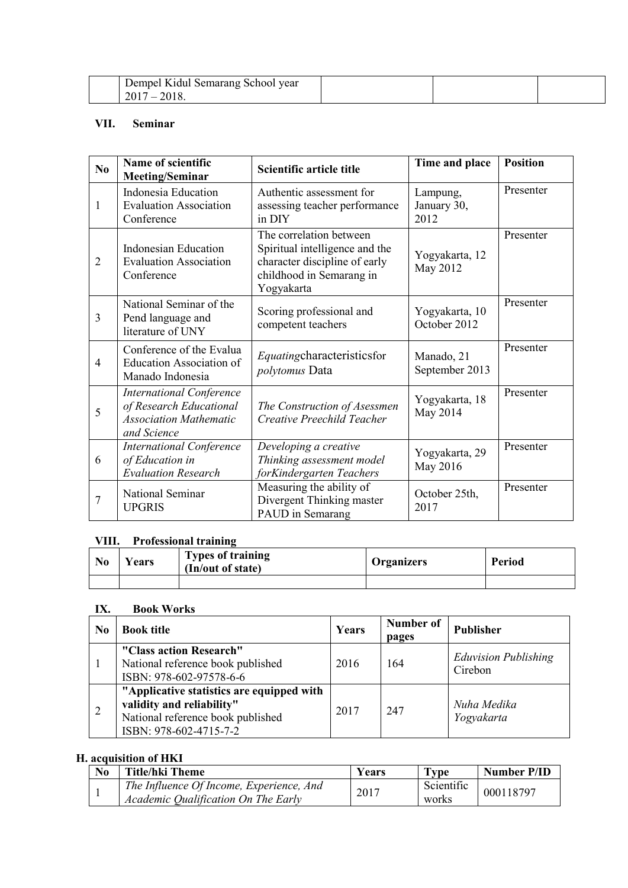| | | | | |
|---|---|---|---|---|
| | Dempel Kidul Semarang School year 2017 – 2018. | | | |

### VII. Seminar

| No | Name of scientific Meeting/Seminar | Scientific article title | Time and place | Position |
|---|---|---|---|---|
| 1 | Indonesia Education Evaluation Association Conference | Authentic assessment for assessing teacher performance in DIY | Lampung, January 30, 2012 | Presenter |
| 2 | Indonesian Education Evaluation Association Conference | The correlation between Spiritual intelligence and the character discipline of early childhood in Semarang in Yogyakarta | Yogyakarta, 12 May 2012 | Presenter |
| 3 | National Seminar of the Pend language and literature of UNY | Scoring professional and competent teachers | Yogyakarta, 10 October 2012 | Presenter |
| 4 | Conference of the Evalua Education Association of Manado Indonesia | *Equating*characteristicsfor *polytomus* Data | Manado, 21 September 2013 | Presenter |
| 5 | *International Conference of Research Educational Association Mathematic and Science* | *The Construction of Asessmen Creative Preechild Teacher* | Yogyakarta, 18 May 2014 | Presenter |
| 6 | *International Conference of Education in Evaluation Research* | *Developing a creative Thinking assessment model forKindergarten Teachers* | Yogyakarta, 29 May 2016 | Presenter |
| 7 | National Seminar UPGRIS | Measuring the ability of Divergent Thinking master PAUD in Semarang | October 25th, 2017 | Presenter |

### VIII. Professional training

| No | Years | Types of training (In/out of state) | Organizers | Period |
|---|---|---|---|---|
| | | | | |

### IX. Book Works

| No | Book title | Years | Number of pages | Publisher |
|---|---|---|---|---|
| 1 | **"Class action Research"** National reference book published ISBN: 978-602-97578-6-6 | 2016 | 164 | *Eduvision Publishing* Cirebon |
| 2 | **"Applicative statistics are equipped with validity and reliability"** National reference book published ISBN: 978-602-4715-7-2 | 2017 | 247 | *Nuha Medika Yogyakarta* |

### H. acquisition of HKI

| No | Title/hki Theme | Years | Type | Number P/ID |
|---|---|---|---|---|
| 1 | *The Influence Of Income, Experience, And Academic Qualification On The Early* | 2017 | Scientific works | 000118797 |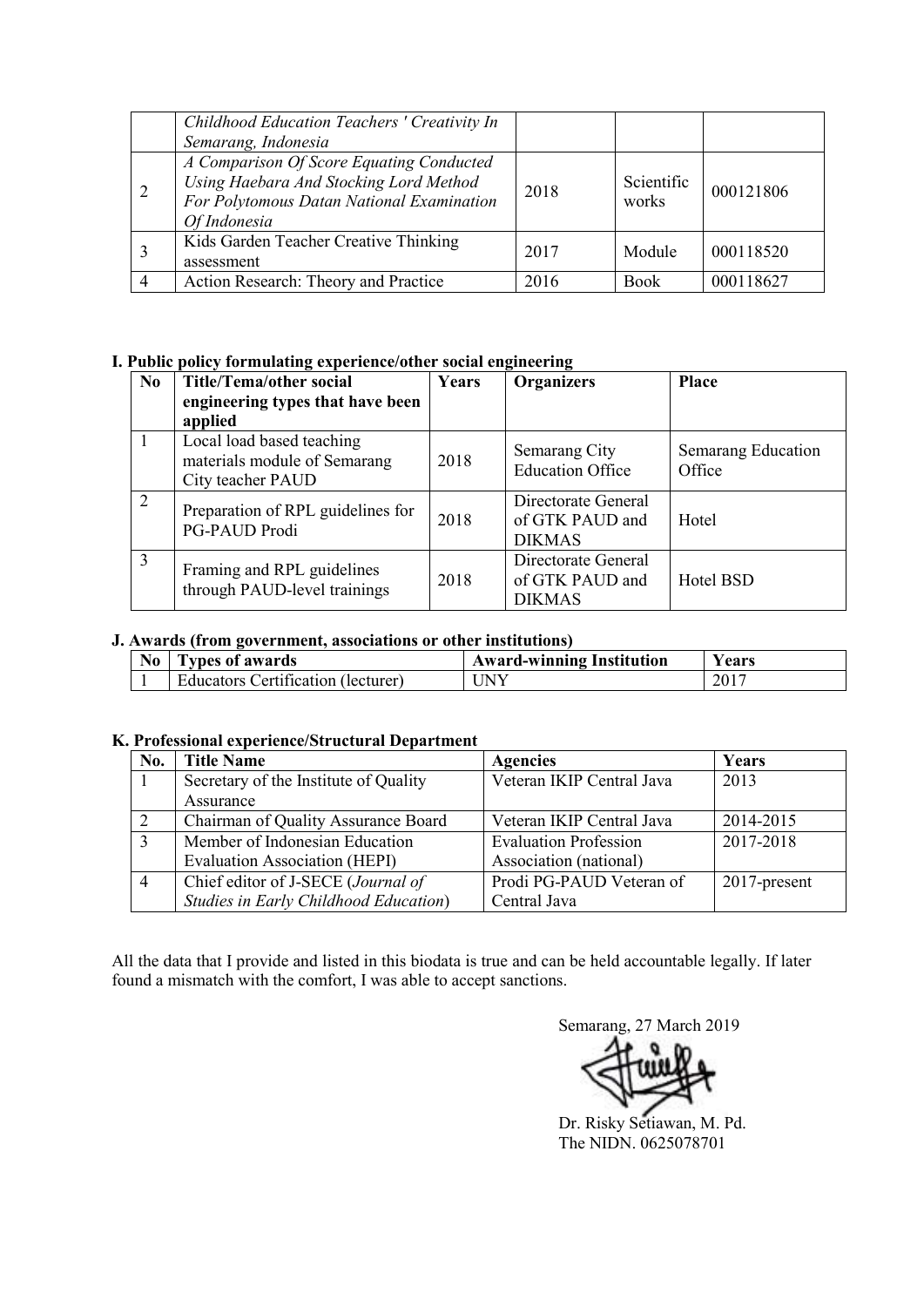| | | | | |
|---|---|---|---|---|
| | *Childhood Education Teachers ' Creativity In Semarang, Indonesia* | | | |
| 2 | *A Comparison Of Score Equating Conducted Using Haebara And Stocking Lord Method For Polytomous Datan National Examination Of Indonesia* | 2018 | Scientific works | 000121806 |
| 3 | Kids Garden Teacher Creative Thinking assessment | 2017 | Module | 000118520 |
| 4 | Action Research: Theory and Practice | 2016 | Book | 000118627 |

**I. Public policy formulating experience/other social engineering**

| No | Title/Tema/other social engineering types that have been applied | Years | Organizers | Place |
|---|---|---|---|---|
| 1 | Local load based teaching materials module of Semarang City teacher PAUD | 2018 | Semarang City Education Office | Semarang Education Office |
| 2 | Preparation of RPL guidelines for PG-PAUD Prodi | 2018 | Directorate General of GTK PAUD and DIKMAS | Hotel |
| 3 | Framing and RPL guidelines through PAUD-level trainings | 2018 | Directorate General of GTK PAUD and DIKMAS | Hotel BSD |

**J. Awards (from government, associations or other institutions)**

| No | Types of awards | Award-winning Institution | Years |
|---|---|---|---|
| 1 | Educators Certification (lecturer) | UNY | 2017 |

**K. Professional experience/Structural Department**

| No. | Title Name | Agencies | Years |
|---|---|---|---|
| 1 | Secretary of the Institute of Quality Assurance | Veteran IKIP Central Java | 2013 |
| 2 | Chairman of Quality Assurance Board | Veteran IKIP Central Java | 2014-2015 |
| 3 | Member of Indonesian Education Evaluation Association (HEPI) | Evaluation Profession Association (national) | 2017-2018 |
| 4 | Chief editor of J-SECE (*Journal of Studies in Early Childhood Education*) | Prodi PG-PAUD Veteran of Central Java | 2017-present |

All the data that I provide and listed in this biodata is true and can be held accountable legally. If later found a mismatch with the comfort, I was able to accept sanctions.

Semarang, 27 March 2019

Dr. Risky Setiawan, M. Pd.
The NIDN. 0625078701